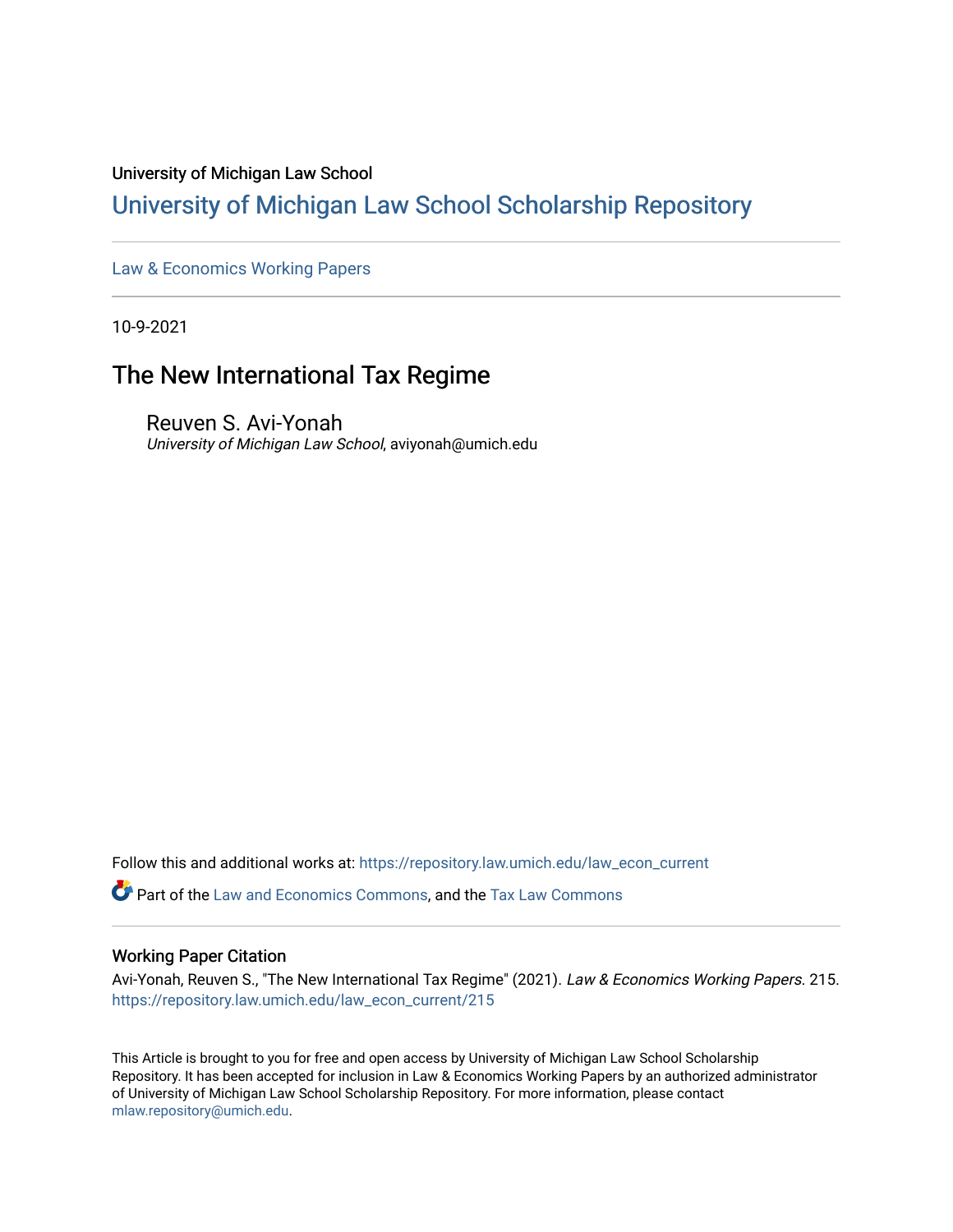University of Michigan Law School

# University of Michigan Law School Scholarship Repository

Law & Economics Working Papers

10-9-2021

## The New International Tax Regime

Reuven S. Avi-Yonah
*University of Michigan Law School*, aviyonah@umich.edu

Follow this and additional works at: https://repository.law.umich.edu/law_econ_current

Part of the Law and Economics Commons, and the Tax Law Commons

### Working Paper Citation

Avi-Yonah, Reuven S., "The New International Tax Regime" (2021). *Law & Economics Working Papers*. 215.
https://repository.law.umich.edu/law_econ_current/215

This Article is brought to you for free and open access by University of Michigan Law School Scholarship Repository. It has been accepted for inclusion in Law & Economics Working Papers by an authorized administrator of University of Michigan Law School Scholarship Repository. For more information, please contact mlaw.repository@umich.edu.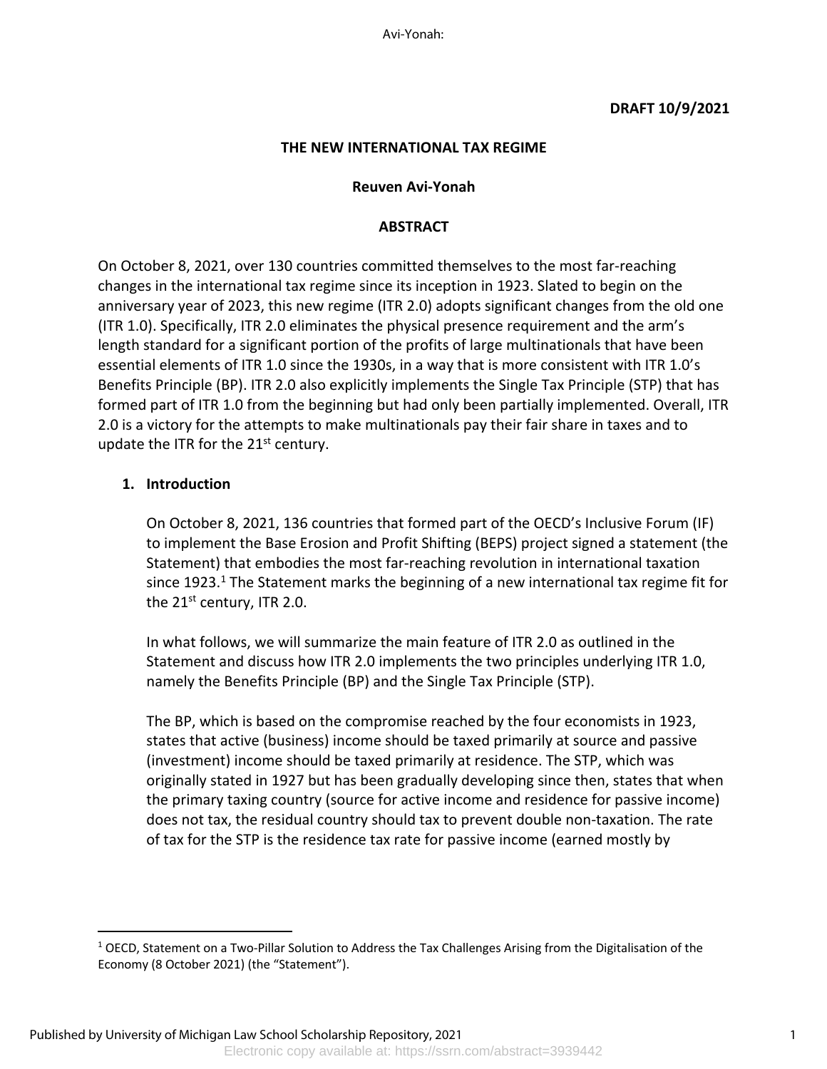**DRAFT 10/9/2021**

**THE NEW INTERNATIONAL TAX REGIME**

**Reuven Avi-Yonah**

**ABSTRACT**

On October 8, 2021, over 130 countries committed themselves to the most far-reaching changes in the international tax regime since its inception in 1923. Slated to begin on the anniversary year of 2023, this new regime (ITR 2.0) adopts significant changes from the old one (ITR 1.0). Specifically, ITR 2.0 eliminates the physical presence requirement and the arm's length standard for a significant portion of the profits of large multinationals that have been essential elements of ITR 1.0 since the 1930s, in a way that is more consistent with ITR 1.0's Benefits Principle (BP). ITR 2.0 also explicitly implements the Single Tax Principle (STP) that has formed part of ITR 1.0 from the beginning but had only been partially implemented. Overall, ITR 2.0 is a victory for the attempts to make multinationals pay their fair share in taxes and to update the ITR for the 21st century.

## 1. Introduction

On October 8, 2021, 136 countries that formed part of the OECD's Inclusive Forum (IF) to implement the Base Erosion and Profit Shifting (BEPS) project signed a statement (the Statement) that embodies the most far-reaching revolution in international taxation since 1923.[1] The Statement marks the beginning of a new international tax regime fit for the 21st century, ITR 2.0.

In what follows, we will summarize the main feature of ITR 2.0 as outlined in the Statement and discuss how ITR 2.0 implements the two principles underlying ITR 1.0, namely the Benefits Principle (BP) and the Single Tax Principle (STP).

The BP, which is based on the compromise reached by the four economists in 1923, states that active (business) income should be taxed primarily at source and passive (investment) income should be taxed primarily at residence. The STP, which was originally stated in 1927 but has been gradually developing since then, states that when the primary taxing country (source for active income and residence for passive income) does not tax, the residual country should tax to prevent double non-taxation. The rate of tax for the STP is the residence tax rate for passive income (earned mostly by

[1] OECD, Statement on a Two-Pillar Solution to Address the Tax Challenges Arising from the Digitalisation of the Economy (8 October 2021) (the "Statement").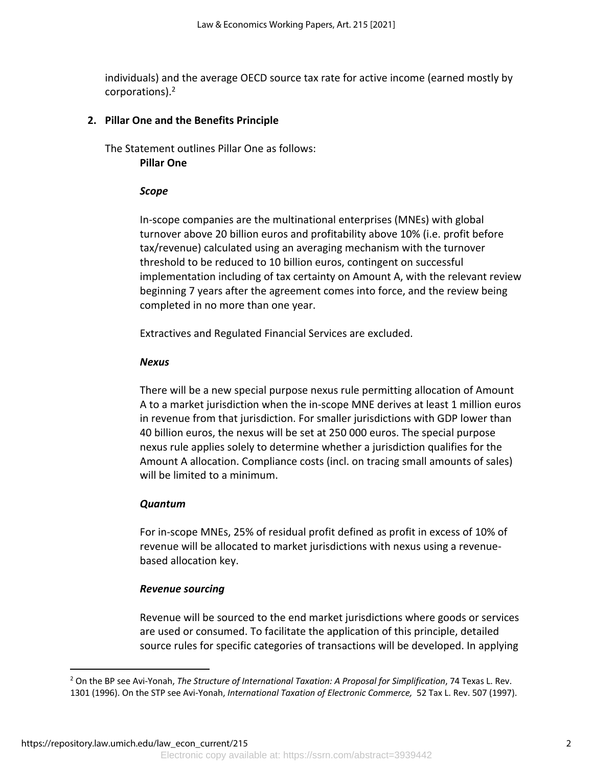individuals) and the average OECD source tax rate for active income (earned mostly by corporations).[2]

## 2. Pillar One and the Benefits Principle

The Statement outlines Pillar One as follows:

> **Pillar One**
>
> ***Scope***
>
> In-scope companies are the multinational enterprises (MNEs) with global turnover above 20 billion euros and profitability above 10% (i.e. profit before tax/revenue) calculated using an averaging mechanism with the turnover threshold to be reduced to 10 billion euros, contingent on successful implementation including of tax certainty on Amount A, with the relevant review beginning 7 years after the agreement comes into force, and the review being completed in no more than one year.
>
> Extractives and Regulated Financial Services are excluded.
>
> ***Nexus***
>
> There will be a new special purpose nexus rule permitting allocation of Amount A to a market jurisdiction when the in-scope MNE derives at least 1 million euros in revenue from that jurisdiction. For smaller jurisdictions with GDP lower than 40 billion euros, the nexus will be set at 250 000 euros. The special purpose nexus rule applies solely to determine whether a jurisdiction qualifies for the Amount A allocation. Compliance costs (incl. on tracing small amounts of sales) will be limited to a minimum.
>
> ***Quantum***
>
> For in-scope MNEs, 25% of residual profit defined as profit in excess of 10% of revenue will be allocated to market jurisdictions with nexus using a revenue-based allocation key.
>
> ***Revenue sourcing***
>
> Revenue will be sourced to the end market jurisdictions where goods or services are used or consumed. To facilitate the application of this principle, detailed source rules for specific categories of transactions will be developed. In applying

---

[2] On the BP see Avi-Yonah, *The Structure of International Taxation: A Proposal for Simplification*, 74 Texas L. Rev. 1301 (1996). On the STP see Avi-Yonah, *International Taxation of Electronic Commerce,* 52 Tax L. Rev. 507 (1997).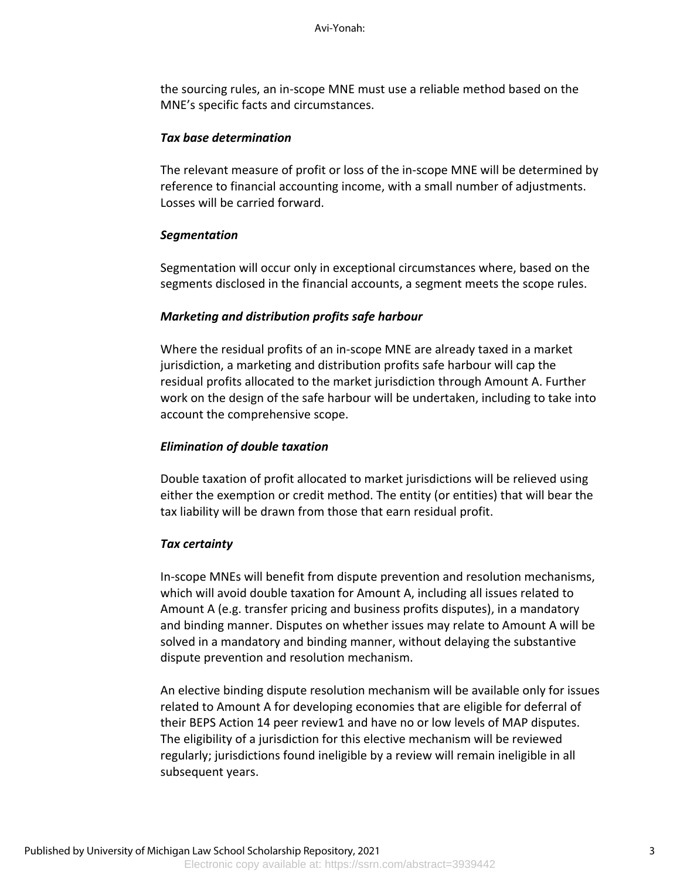the sourcing rules, an in-scope MNE must use a reliable method based on the MNE's specific facts and circumstances.

***Tax base determination***

The relevant measure of profit or loss of the in-scope MNE will be determined by reference to financial accounting income, with a small number of adjustments. Losses will be carried forward.

***Segmentation***

Segmentation will occur only in exceptional circumstances where, based on the segments disclosed in the financial accounts, a segment meets the scope rules.

***Marketing and distribution profits safe harbour***

Where the residual profits of an in-scope MNE are already taxed in a market jurisdiction, a marketing and distribution profits safe harbour will cap the residual profits allocated to the market jurisdiction through Amount A. Further work on the design of the safe harbour will be undertaken, including to take into account the comprehensive scope.

***Elimination of double taxation***

Double taxation of profit allocated to market jurisdictions will be relieved using either the exemption or credit method. The entity (or entities) that will bear the tax liability will be drawn from those that earn residual profit.

***Tax certainty***

In-scope MNEs will benefit from dispute prevention and resolution mechanisms, which will avoid double taxation for Amount A, including all issues related to Amount A (e.g. transfer pricing and business profits disputes), in a mandatory and binding manner. Disputes on whether issues may relate to Amount A will be solved in a mandatory and binding manner, without delaying the substantive dispute prevention and resolution mechanism.

An elective binding dispute resolution mechanism will be available only for issues related to Amount A for developing economies that are eligible for deferral of their BEPS Action 14 peer review[1] and have no or low levels of MAP disputes. The eligibility of a jurisdiction for this elective mechanism will be reviewed regularly; jurisdictions found ineligible by a review will remain ineligible in all subsequent years.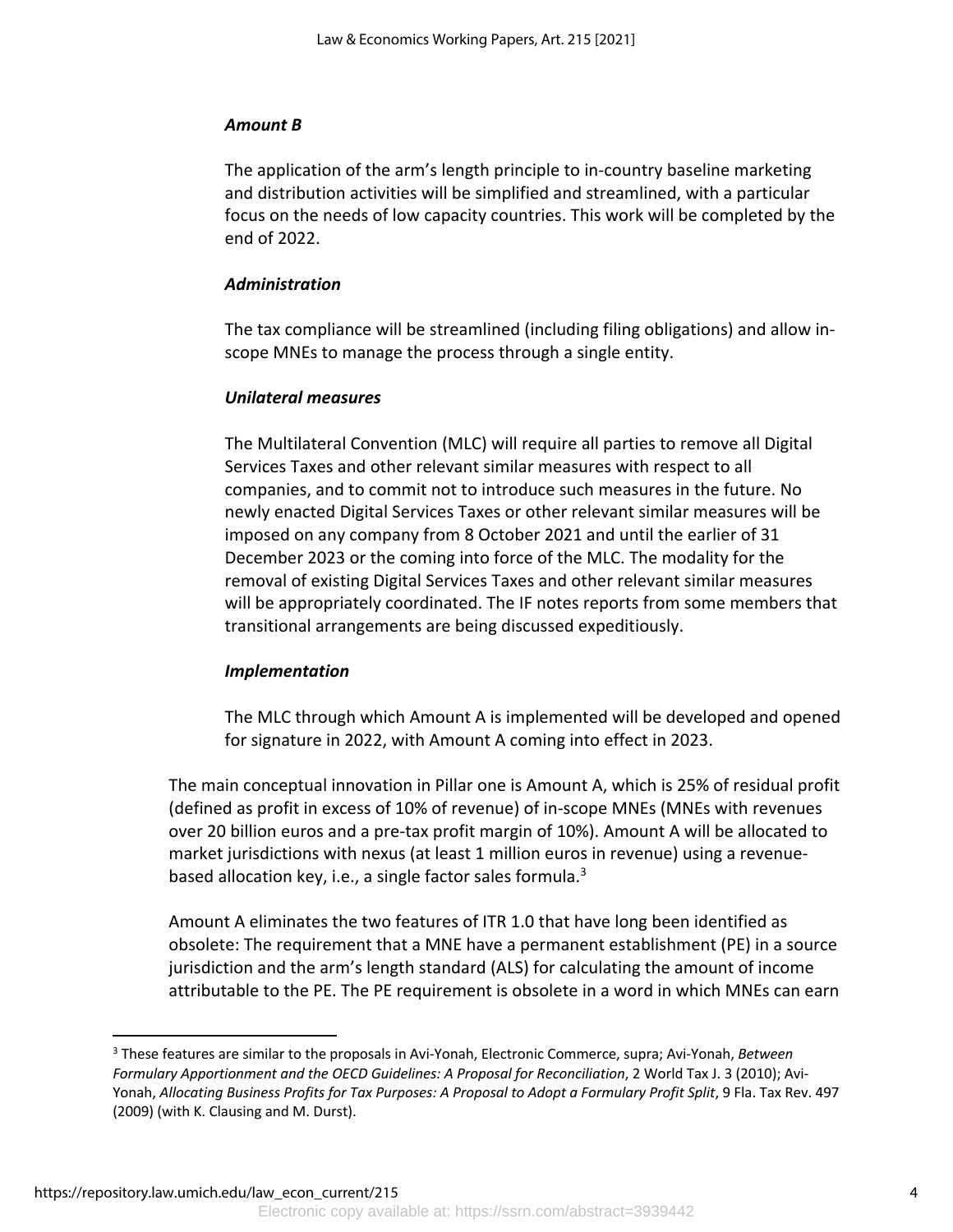*Amount B*

The application of the arm's length principle to in-country baseline marketing and distribution activities will be simplified and streamlined, with a particular focus on the needs of low capacity countries. This work will be completed by the end of 2022.

*Administration*

The tax compliance will be streamlined (including filing obligations) and allow in-scope MNEs to manage the process through a single entity.

*Unilateral measures*

The Multilateral Convention (MLC) will require all parties to remove all Digital Services Taxes and other relevant similar measures with respect to all companies, and to commit not to introduce such measures in the future. No newly enacted Digital Services Taxes or other relevant similar measures will be imposed on any company from 8 October 2021 and until the earlier of 31 December 2023 or the coming into force of the MLC. The modality for the removal of existing Digital Services Taxes and other relevant similar measures will be appropriately coordinated. The IF notes reports from some members that transitional arrangements are being discussed expeditiously.

*Implementation*

The MLC through which Amount A is implemented will be developed and opened for signature in 2022, with Amount A coming into effect in 2023.

The main conceptual innovation in Pillar one is Amount A, which is 25% of residual profit (defined as profit in excess of 10% of revenue) of in-scope MNEs (MNEs with revenues over 20 billion euros and a pre-tax profit margin of 10%). Amount A will be allocated to market jurisdictions with nexus (at least 1 million euros in revenue) using a revenue-based allocation key, i.e., a single factor sales formula.[3]

Amount A eliminates the two features of ITR 1.0 that have long been identified as obsolete: The requirement that a MNE have a permanent establishment (PE) in a source jurisdiction and the arm's length standard (ALS) for calculating the amount of income attributable to the PE. The PE requirement is obsolete in a word in which MNEs can earn

[3] These features are similar to the proposals in Avi-Yonah, Electronic Commerce, supra; Avi-Yonah, *Between Formulary Apportionment and the OECD Guidelines: A Proposal for Reconciliation*, 2 World Tax J. 3 (2010); Avi-Yonah, *Allocating Business Profits for Tax Purposes: A Proposal to Adopt a Formulary Profit Split*, 9 Fla. Tax Rev. 497 (2009) (with K. Clausing and M. Durst).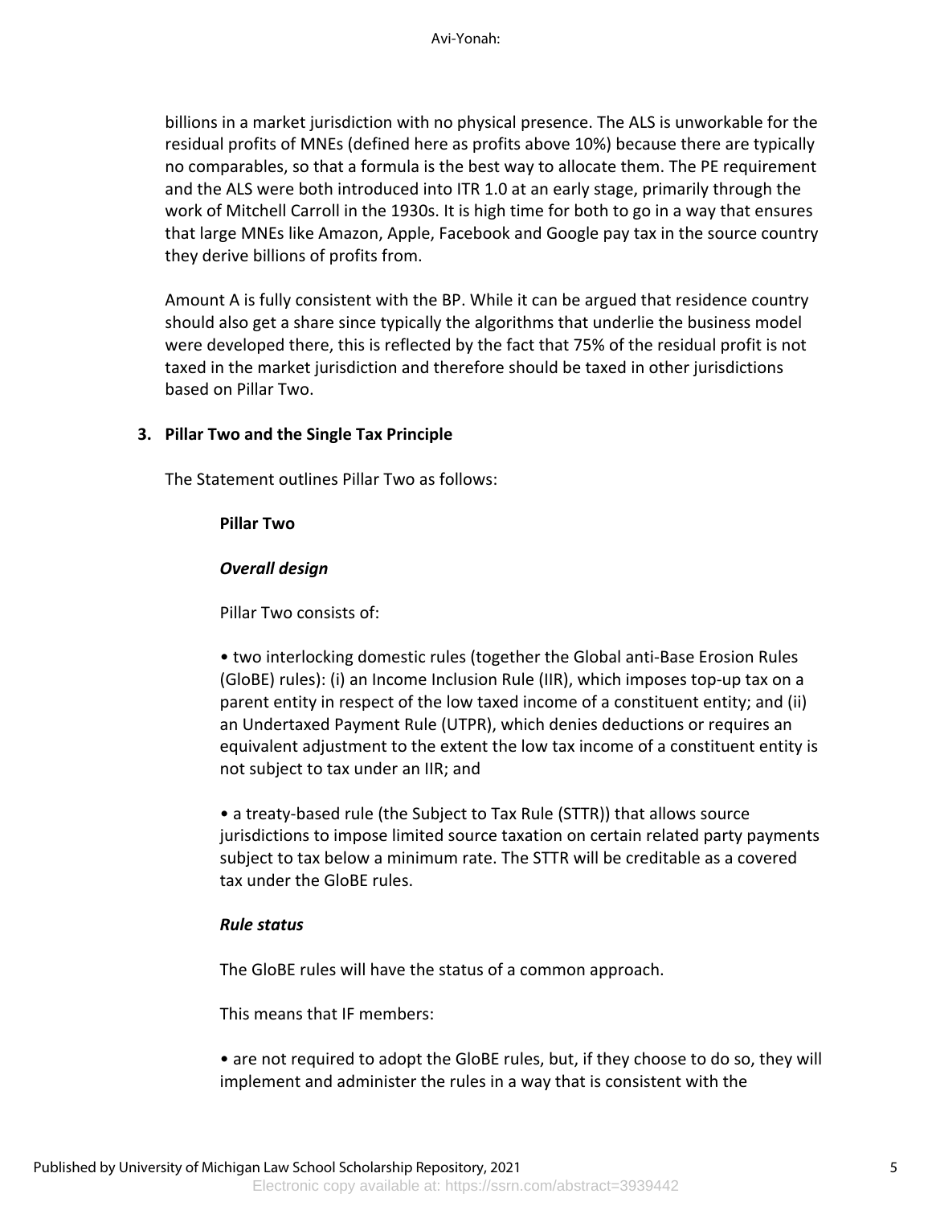billions in a market jurisdiction with no physical presence. The ALS is unworkable for the residual profits of MNEs (defined here as profits above 10%) because there are typically no comparables, so that a formula is the best way to allocate them. The PE requirement and the ALS were both introduced into ITR 1.0 at an early stage, primarily through the work of Mitchell Carroll in the 1930s. It is high time for both to go in a way that ensures that large MNEs like Amazon, Apple, Facebook and Google pay tax in the source country they derive billions of profits from.

Amount A is fully consistent with the BP. While it can be argued that residence country should also get a share since typically the algorithms that underlie the business model were developed there, this is reflected by the fact that 75% of the residual profit is not taxed in the market jurisdiction and therefore should be taxed in other jurisdictions based on Pillar Two.

### 3. Pillar Two and the Single Tax Principle

The Statement outlines Pillar Two as follows:

> **Pillar Two**
>
> ***Overall design***
>
> Pillar Two consists of:
>
> • two interlocking domestic rules (together the Global anti-Base Erosion Rules (GloBE) rules): (i) an Income Inclusion Rule (IIR), which imposes top-up tax on a parent entity in respect of the low taxed income of a constituent entity; and (ii) an Undertaxed Payment Rule (UTPR), which denies deductions or requires an equivalent adjustment to the extent the low tax income of a constituent entity is not subject to tax under an IIR; and
>
> • a treaty-based rule (the Subject to Tax Rule (STTR)) that allows source jurisdictions to impose limited source taxation on certain related party payments subject to tax below a minimum rate. The STTR will be creditable as a covered tax under the GloBE rules.
>
> ***Rule status***
>
> The GloBE rules will have the status of a common approach.
>
> This means that IF members:
>
> • are not required to adopt the GloBE rules, but, if they choose to do so, they will implement and administer the rules in a way that is consistent with the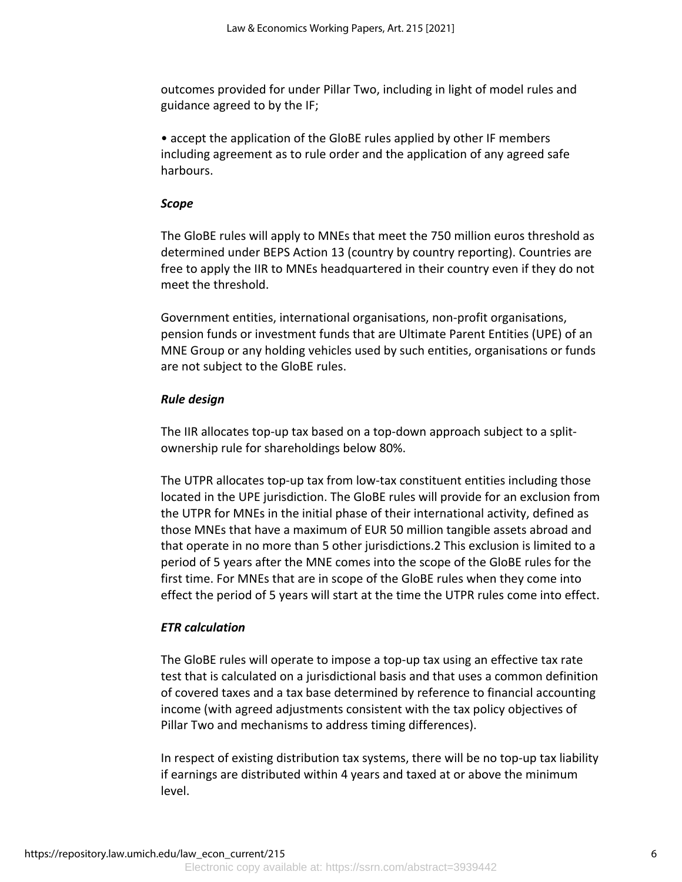outcomes provided for under Pillar Two, including in light of model rules and guidance agreed to by the IF;

• accept the application of the GloBE rules applied by other IF members including agreement as to rule order and the application of any agreed safe harbours.

***Scope***

The GloBE rules will apply to MNEs that meet the 750 million euros threshold as determined under BEPS Action 13 (country by country reporting). Countries are free to apply the IIR to MNEs headquartered in their country even if they do not meet the threshold.

Government entities, international organisations, non-profit organisations, pension funds or investment funds that are Ultimate Parent Entities (UPE) of an MNE Group or any holding vehicles used by such entities, organisations or funds are not subject to the GloBE rules.

***Rule design***

The IIR allocates top-up tax based on a top-down approach subject to a split-ownership rule for shareholdings below 80%.

The UTPR allocates top-up tax from low-tax constituent entities including those located in the UPE jurisdiction. The GloBE rules will provide for an exclusion from the UTPR for MNEs in the initial phase of their international activity, defined as those MNEs that have a maximum of EUR 50 million tangible assets abroad and that operate in no more than 5 other jurisdictions.[2] This exclusion is limited to a period of 5 years after the MNE comes into the scope of the GloBE rules for the first time. For MNEs that are in scope of the GloBE rules when they come into effect the period of 5 years will start at the time the UTPR rules come into effect.

***ETR calculation***

The GloBE rules will operate to impose a top-up tax using an effective tax rate test that is calculated on a jurisdictional basis and that uses a common definition of covered taxes and a tax base determined by reference to financial accounting income (with agreed adjustments consistent with the tax policy objectives of Pillar Two and mechanisms to address timing differences).

In respect of existing distribution tax systems, there will be no top-up tax liability if earnings are distributed within 4 years and taxed at or above the minimum level.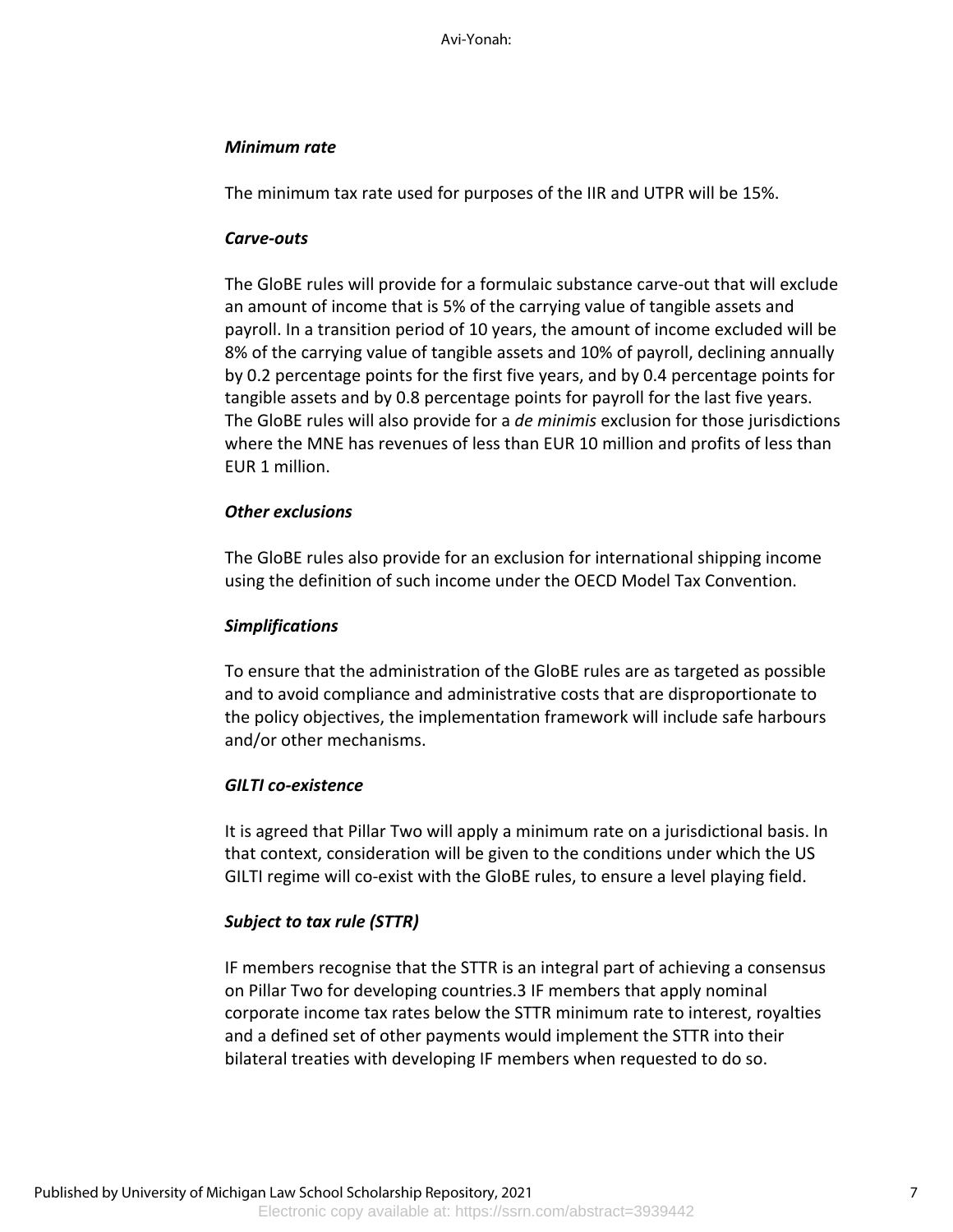***Minimum rate***

The minimum tax rate used for purposes of the IIR and UTPR will be 15%.

***Carve-outs***

The GloBE rules will provide for a formulaic substance carve-out that will exclude an amount of income that is 5% of the carrying value of tangible assets and payroll. In a transition period of 10 years, the amount of income excluded will be 8% of the carrying value of tangible assets and 10% of payroll, declining annually by 0.2 percentage points for the first five years, and by 0.4 percentage points for tangible assets and by 0.8 percentage points for payroll for the last five years. The GloBE rules will also provide for a *de minimis* exclusion for those jurisdictions where the MNE has revenues of less than EUR 10 million and profits of less than EUR 1 million.

***Other exclusions***

The GloBE rules also provide for an exclusion for international shipping income using the definition of such income under the OECD Model Tax Convention.

***Simplifications***

To ensure that the administration of the GloBE rules are as targeted as possible and to avoid compliance and administrative costs that are disproportionate to the policy objectives, the implementation framework will include safe harbours and/or other mechanisms.

***GILTI co-existence***

It is agreed that Pillar Two will apply a minimum rate on a jurisdictional basis. In that context, consideration will be given to the conditions under which the US GILTI regime will co-exist with the GloBE rules, to ensure a level playing field.

***Subject to tax rule (STTR)***

IF members recognise that the STTR is an integral part of achieving a consensus on Pillar Two for developing countries.[3] IF members that apply nominal corporate income tax rates below the STTR minimum rate to interest, royalties and a defined set of other payments would implement the STTR into their bilateral treaties with developing IF members when requested to do so.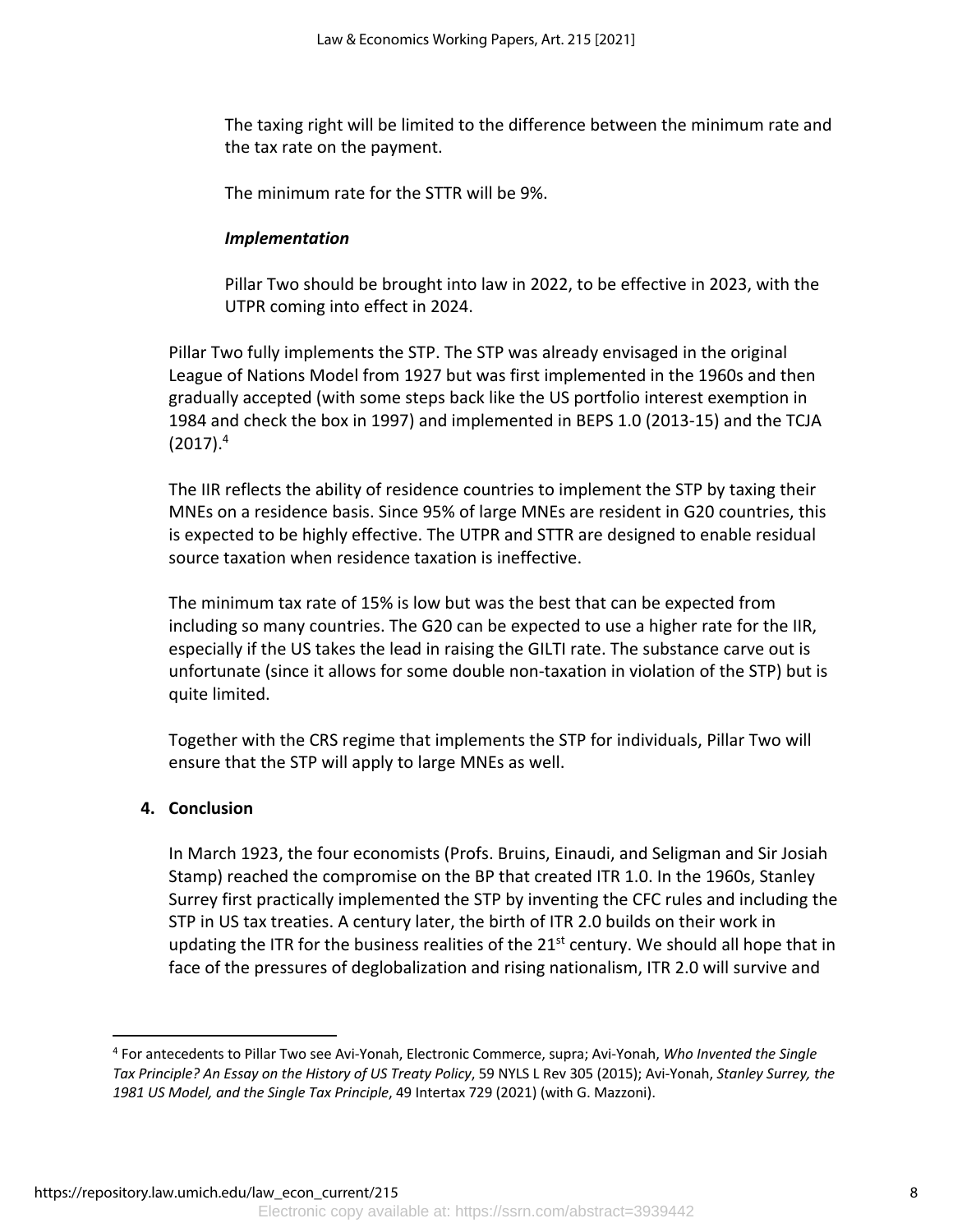The taxing right will be limited to the difference between the minimum rate and the tax rate on the payment.

The minimum rate for the STTR will be 9%.

***Implementation***

Pillar Two should be brought into law in 2022, to be effective in 2023, with the UTPR coming into effect in 2024.

Pillar Two fully implements the STP. The STP was already envisaged in the original League of Nations Model from 1927 but was first implemented in the 1960s and then gradually accepted (with some steps back like the US portfolio interest exemption in 1984 and check the box in 1997) and implemented in BEPS 1.0 (2013-15) and the TCJA (2017).[4]

The IIR reflects the ability of residence countries to implement the STP by taxing their MNEs on a residence basis. Since 95% of large MNEs are resident in G20 countries, this is expected to be highly effective. The UTPR and STTR are designed to enable residual source taxation when residence taxation is ineffective.

The minimum tax rate of 15% is low but was the best that can be expected from including so many countries. The G20 can be expected to use a higher rate for the IIR, especially if the US takes the lead in raising the GILTI rate. The substance carve out is unfortunate (since it allows for some double non-taxation in violation of the STP) but is quite limited.

Together with the CRS regime that implements the STP for individuals, Pillar Two will ensure that the STP will apply to large MNEs as well.

## 4. Conclusion

In March 1923, the four economists (Profs. Bruins, Einaudi, and Seligman and Sir Josiah Stamp) reached the compromise on the BP that created ITR 1.0. In the 1960s, Stanley Surrey first practically implemented the STP by inventing the CFC rules and including the STP in US tax treaties. A century later, the birth of ITR 2.0 builds on their work in updating the ITR for the business realities of the 21st century. We should all hope that in face of the pressures of deglobalization and rising nationalism, ITR 2.0 will survive and

---

[4] For antecedents to Pillar Two see Avi-Yonah, Electronic Commerce, supra; Avi-Yonah, *Who Invented the Single Tax Principle? An Essay on the History of US Treaty Policy*, 59 NYLS L Rev 305 (2015); Avi-Yonah, *Stanley Surrey, the 1981 US Model, and the Single Tax Principle*, 49 Intertax 729 (2021) (with G. Mazzoni).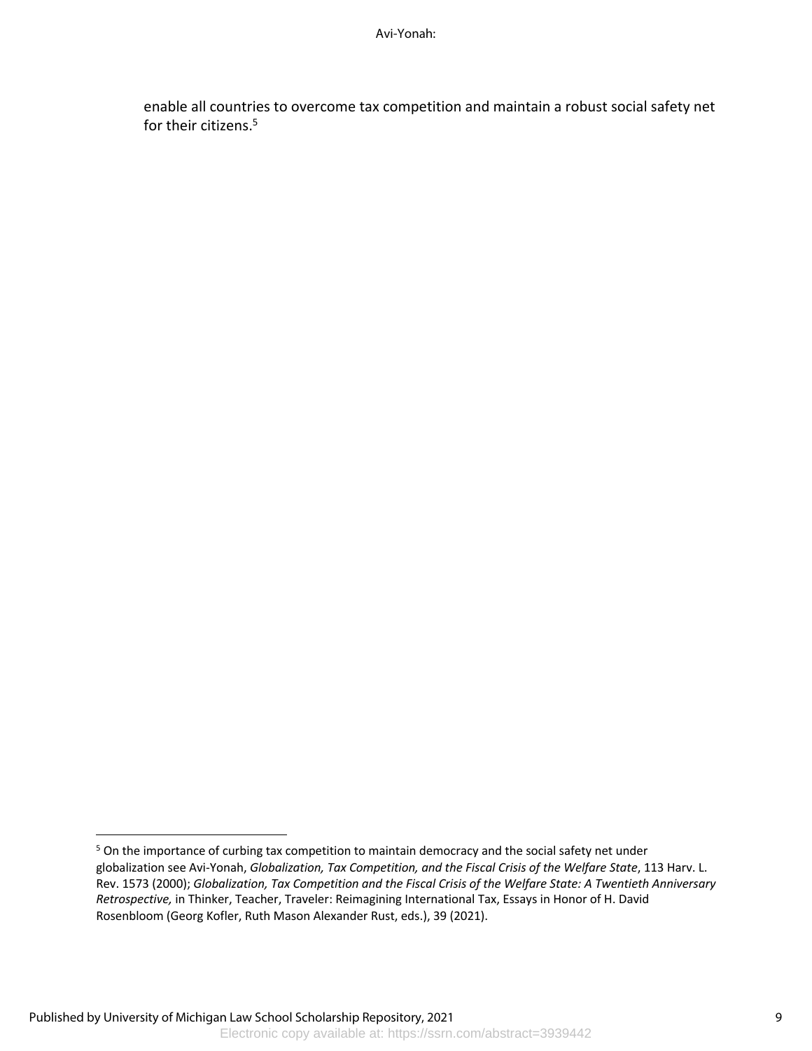enable all countries to overcome tax competition and maintain a robust social safety net for their citizens.[5]

[5] On the importance of curbing tax competition to maintain democracy and the social safety net under globalization see Avi-Yonah, *Globalization, Tax Competition, and the Fiscal Crisis of the Welfare State*, 113 Harv. L. Rev. 1573 (2000); *Globalization, Tax Competition and the Fiscal Crisis of the Welfare State: A Twentieth Anniversary Retrospective,* in Thinker, Teacher, Traveler: Reimagining International Tax, Essays in Honor of H. David Rosenbloom (Georg Kofler, Ruth Mason Alexander Rust, eds.), 39 (2021).